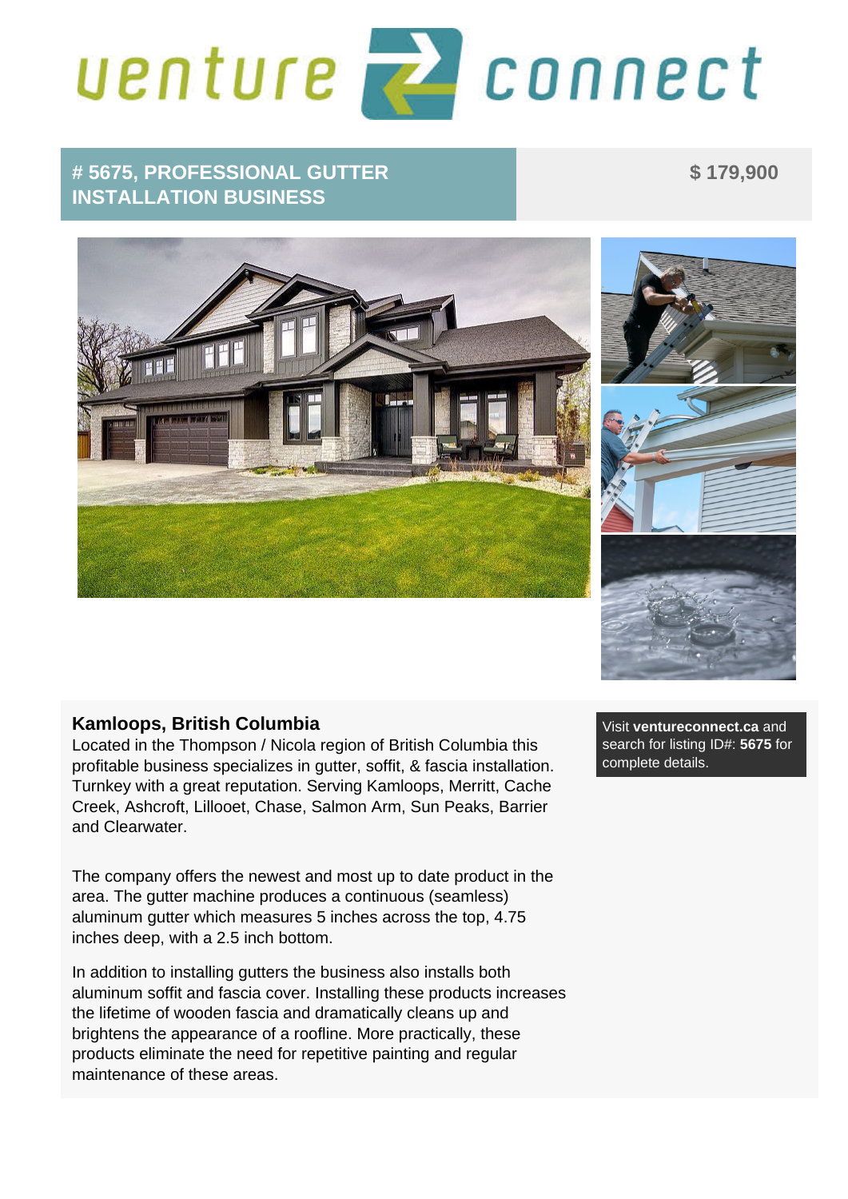# # 5675, PROFESSIONAL GUTTER INSTALLATION BUSINESS

**$ 179,900**

## Kamloops, British Columbia

Located in the Thompson / Nicola region of British Columbia this profitable business specializes in gutter, soffit, & fascia installation. Turnkey with a great reputation. Serving Kamloops, Merritt, Cache Creek, Ashcroft, Lillooet, Chase, Salmon Arm, Sun Peaks, Barrier and Clearwater.

The company offers the newest and most up to date product in the area. The gutter machine produces a continuous (seamless) aluminum gutter which measures 5 inches across the top, 4.75 inches deep, with a 2.5 inch bottom.

In addition to installing gutters the business also installs both aluminum soffit and fascia cover. Installing these products increases the lifetime of wooden fascia and dramatically cleans up and brightens the appearance of a roofline. More practically, these products eliminate the need for repetitive painting and regular maintenance of these areas.

Visit **ventureconnect.ca** and search for listing ID#: **5675** for complete details.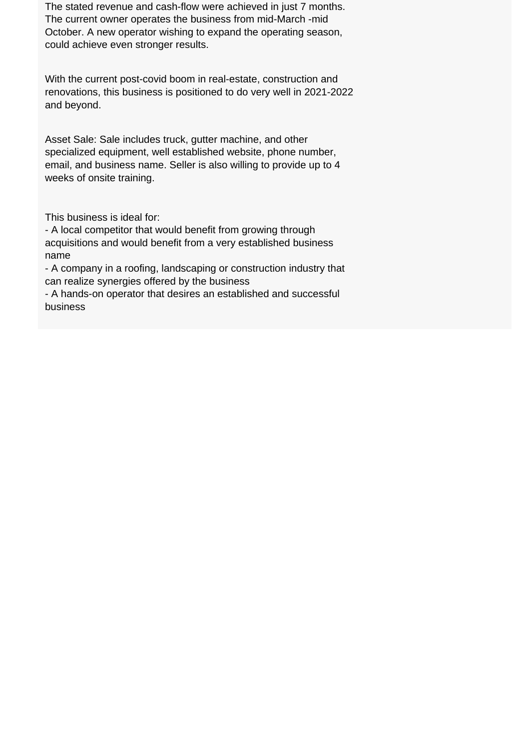The stated revenue and cash-flow were achieved in just 7 months. The current owner operates the business from mid-March -mid October. A new operator wishing to expand the operating season, could achieve even stronger results.

With the current post-covid boom in real-estate, construction and renovations, this business is positioned to do very well in 2021-2022 and beyond.

Asset Sale: Sale includes truck, gutter machine, and other specialized equipment, well established website, phone number, email, and business name. Seller is also willing to provide up to 4 weeks of onsite training.

This business is ideal for:

- A local competitor that would benefit from growing through acquisitions and would benefit from a very established business name
- A company in a roofing, landscaping or construction industry that can realize synergies offered by the business
- A hands-on operator that desires an established and successful business